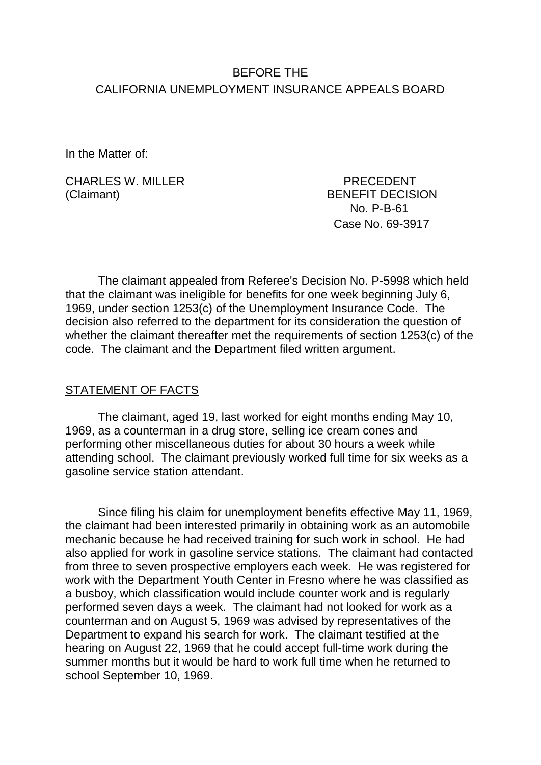BEFORE THE
CALIFORNIA UNEMPLOYMENT INSURANCE APPEALS BOARD

In the Matter of:

CHARLES W. MILLER
(Claimant)

PRECEDENT
BENEFIT DECISION
No. P-B-61
Case No. 69-3917

The claimant appealed from Referee's Decision No. P-5998 which held that the claimant was ineligible for benefits for one week beginning July 6, 1969, under section 1253(c) of the Unemployment Insurance Code. The decision also referred to the department for its consideration the question of whether the claimant thereafter met the requirements of section 1253(c) of the code. The claimant and the Department filed written argument.

## STATEMENT OF FACTS

The claimant, aged 19, last worked for eight months ending May 10, 1969, as a counterman in a drug store, selling ice cream cones and performing other miscellaneous duties for about 30 hours a week while attending school. The claimant previously worked full time for six weeks as a gasoline service station attendant.

Since filing his claim for unemployment benefits effective May 11, 1969, the claimant had been interested primarily in obtaining work as an automobile mechanic because he had received training for such work in school. He had also applied for work in gasoline service stations. The claimant had contacted from three to seven prospective employers each week. He was registered for work with the Department Youth Center in Fresno where he was classified as a busboy, which classification would include counter work and is regularly performed seven days a week. The claimant had not looked for work as a counterman and on August 5, 1969 was advised by representatives of the Department to expand his search for work. The claimant testified at the hearing on August 22, 1969 that he could accept full-time work during the summer months but it would be hard to work full time when he returned to school September 10, 1969.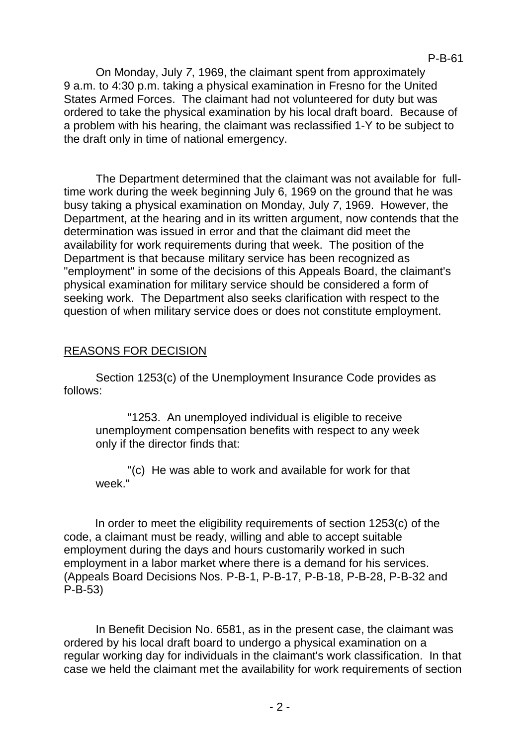On Monday, July 7, 1969, the claimant spent from approximately 9 a.m. to 4:30 p.m. taking a physical examination in Fresno for the United States Armed Forces. The claimant had not volunteered for duty but was ordered to take the physical examination by his local draft board. Because of a problem with his hearing, the claimant was reclassified 1-Y to be subject to the draft only in time of national emergency.

The Department determined that the claimant was not available for full-time work during the week beginning July 6, 1969 on the ground that he was busy taking a physical examination on Monday, July 7, 1969. However, the Department, at the hearing and in its written argument, now contends that the determination was issued in error and that the claimant did meet the availability for work requirements during that week. The position of the Department is that because military service has been recognized as "employment" in some of the decisions of this Appeals Board, the claimant's physical examination for military service should be considered a form of seeking work. The Department also seeks clarification with respect to the question of when military service does or does not constitute employment.

## REASONS FOR DECISION

Section 1253(c) of the Unemployment Insurance Code provides as follows:

> "1253. An unemployed individual is eligible to receive unemployment compensation benefits with respect to any week only if the director finds that:
>
> "(c) He was able to work and available for work for that week."

In order to meet the eligibility requirements of section 1253(c) of the code, a claimant must be ready, willing and able to accept suitable employment during the days and hours customarily worked in such employment in a labor market where there is a demand for his services. (Appeals Board Decisions Nos. P-B-1, P-B-17, P-B-18, P-B-28, P-B-32 and P-B-53)

In Benefit Decision No. 6581, as in the present case, the claimant was ordered by his local draft board to undergo a physical examination on a regular working day for individuals in the claimant's work classification. In that case we held the claimant met the availability for work requirements of section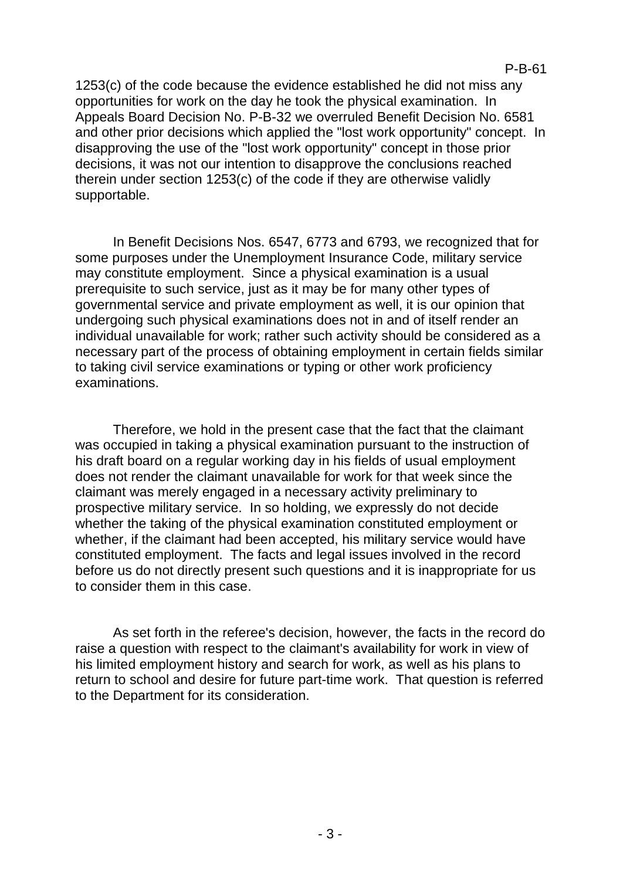1253(c) of the code because the evidence established he did not miss any opportunities for work on the day he took the physical examination. In Appeals Board Decision No. P-B-32 we overruled Benefit Decision No. 6581 and other prior decisions which applied the "lost work opportunity" concept. In disapproving the use of the "lost work opportunity" concept in those prior decisions, it was not our intention to disapprove the conclusions reached therein under section 1253(c) of the code if they are otherwise validly supportable.

In Benefit Decisions Nos. 6547, 6773 and 6793, we recognized that for some purposes under the Unemployment Insurance Code, military service may constitute employment. Since a physical examination is a usual prerequisite to such service, just as it may be for many other types of governmental service and private employment as well, it is our opinion that undergoing such physical examinations does not in and of itself render an individual unavailable for work; rather such activity should be considered as a necessary part of the process of obtaining employment in certain fields similar to taking civil service examinations or typing or other work proficiency examinations.

Therefore, we hold in the present case that the fact that the claimant was occupied in taking a physical examination pursuant to the instruction of his draft board on a regular working day in his fields of usual employment does not render the claimant unavailable for work for that week since the claimant was merely engaged in a necessary activity preliminary to prospective military service. In so holding, we expressly do not decide whether the taking of the physical examination constituted employment or whether, if the claimant had been accepted, his military service would have constituted employment. The facts and legal issues involved in the record before us do not directly present such questions and it is inappropriate for us to consider them in this case.

As set forth in the referee's decision, however, the facts in the record do raise a question with respect to the claimant's availability for work in view of his limited employment history and search for work, as well as his plans to return to school and desire for future part-time work. That question is referred to the Department for its consideration.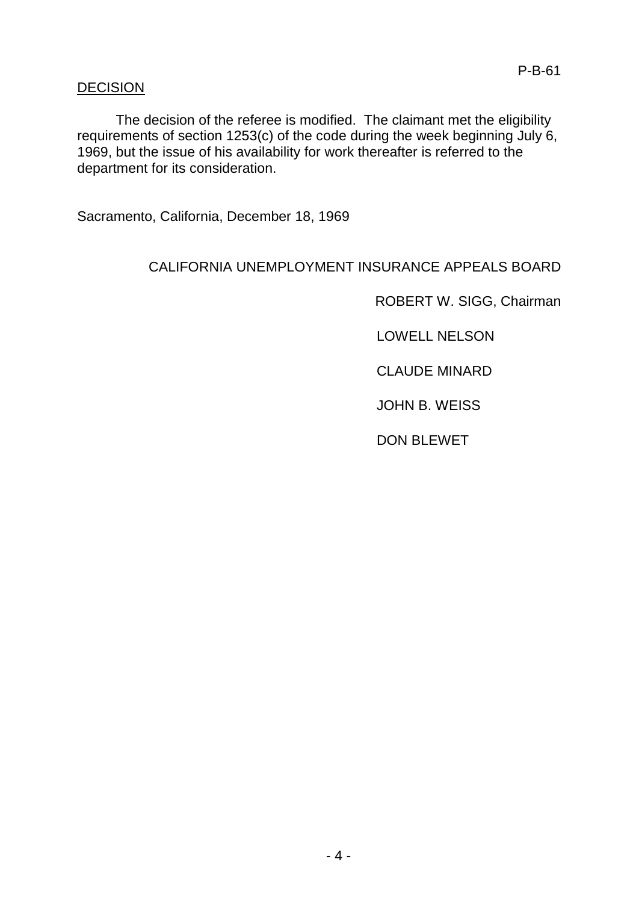DECISION

The decision of the referee is modified. The claimant met the eligibility requirements of section 1253(c) of the code during the week beginning July 6, 1969, but the issue of his availability for work thereafter is referred to the department for its consideration.

Sacramento, California, December 18, 1969

CALIFORNIA UNEMPLOYMENT INSURANCE APPEALS BOARD

ROBERT W. SIGG, Chairman

LOWELL NELSON

CLAUDE MINARD

JOHN B. WEISS

DON BLEWET